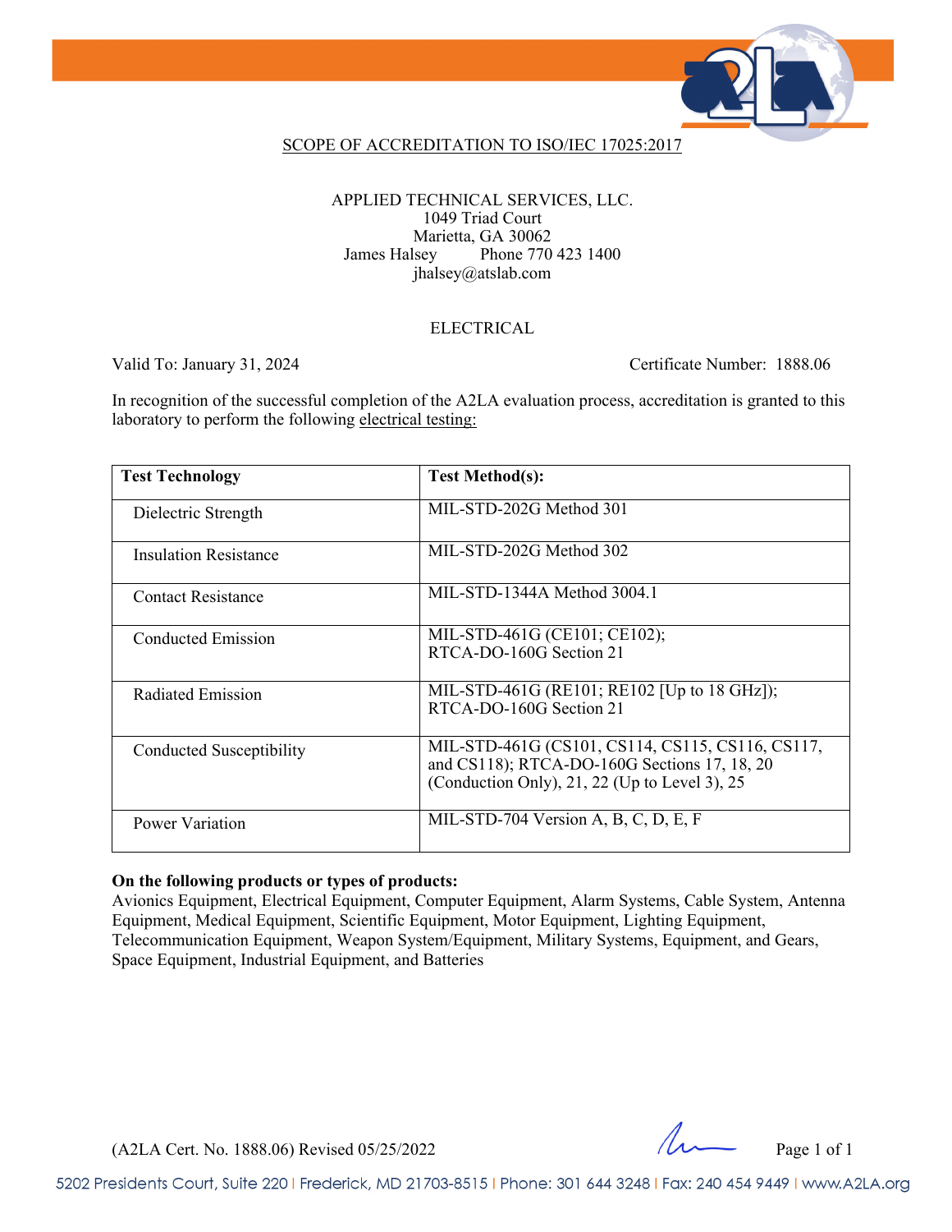# SCOPE OF ACCREDITATION TO ISO/IEC 17025:2017

APPLIED TECHNICAL SERVICES, LLC.
1049 Triad Court
Marietta, GA 30062
James Halsey Phone 770 423 1400
jhalsey@atslab.com

## ELECTRICAL

Valid To: January 31, 2024 Certificate Number: 1888.06

In recognition of the successful completion of the A2LA evaluation process, accreditation is granted to this laboratory to perform the following electrical testing:

| Test Technology | Test Method(s): |
|---|---|
| Dielectric Strength | MIL-STD-202G Method 301 |
| Insulation Resistance | MIL-STD-202G Method 302 |
| Contact Resistance | MIL-STD-1344A Method 3004.1 |
| Conducted Emission | MIL-STD-461G (CE101; CE102); RTCA-DO-160G Section 21 |
| Radiated Emission | MIL-STD-461G (RE101; RE102 [Up to 18 GHz]); RTCA-DO-160G Section 21 |
| Conducted Susceptibility | MIL-STD-461G (CS101, CS114, CS115, CS116, CS117, and CS118); RTCA-DO-160G Sections 17, 18, 20 (Conduction Only), 21, 22 (Up to Level 3), 25 |
| Power Variation | MIL-STD-704 Version A, B, C, D, E, F |

**On the following products or types of products:**
Avionics Equipment, Electrical Equipment, Computer Equipment, Alarm Systems, Cable System, Antenna Equipment, Medical Equipment, Scientific Equipment, Motor Equipment, Lighting Equipment, Telecommunication Equipment, Weapon System/Equipment, Military Systems, Equipment, and Gears, Space Equipment, Industrial Equipment, and Batteries

(A2LA Cert. No. 1888.06) Revised 05/25/2022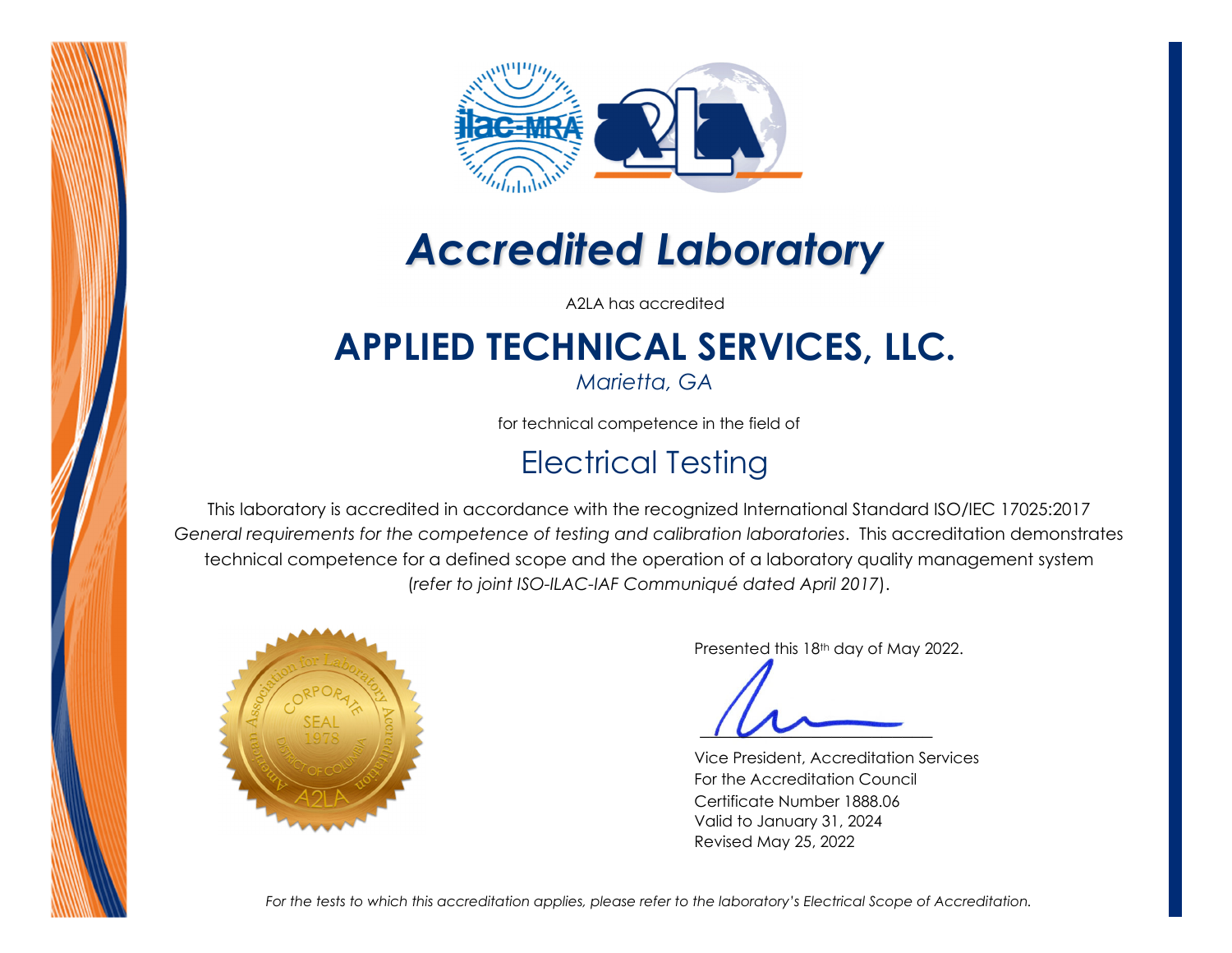# Accredited Laboratory

A2LA has accredited

## APPLIED TECHNICAL SERVICES, LLC.

*Marietta, GA*

for technical competence in the field of

## Electrical Testing

This laboratory is accredited in accordance with the recognized International Standard ISO/IEC 17025:2017 *General requirements for the competence of testing and calibration laboratories*. This accreditation demonstrates technical competence for a defined scope and the operation of a laboratory quality management system (*refer to joint ISO-ILAC-IAF Communiqué dated April 2017*).

American Association for Laboratory Accreditation
CORPORATE SEAL 1978
DISTRICT OF COLUMBIA
A2LA

Presented this 18th day of May 2022.

Vice President, Accreditation Services
For the Accreditation Council
Certificate Number 1888.06
Valid to January 31, 2024
Revised May 25, 2022

*For the tests to which this accreditation applies, please refer to the laboratory's Electrical Scope of Accreditation.*